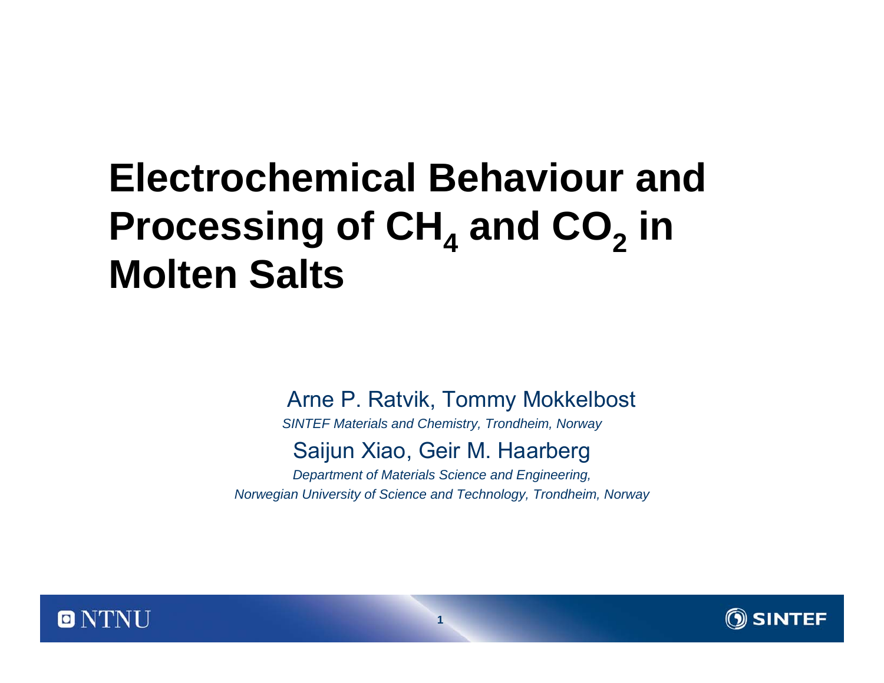# Electrochemical Behaviour and Processing of $CH_4$ and $CO_2$ in Molten Salts

Arne P. Ratvik, Tommy Mokkelbost

*SINTEF Materials and Chemistry, Trondheim, Norway*

Saijun Xiao, Geir M. Haarberg

*Department of Materials Science and Engineering, Norwegian University of Science and Technology, Trondheim, Norway*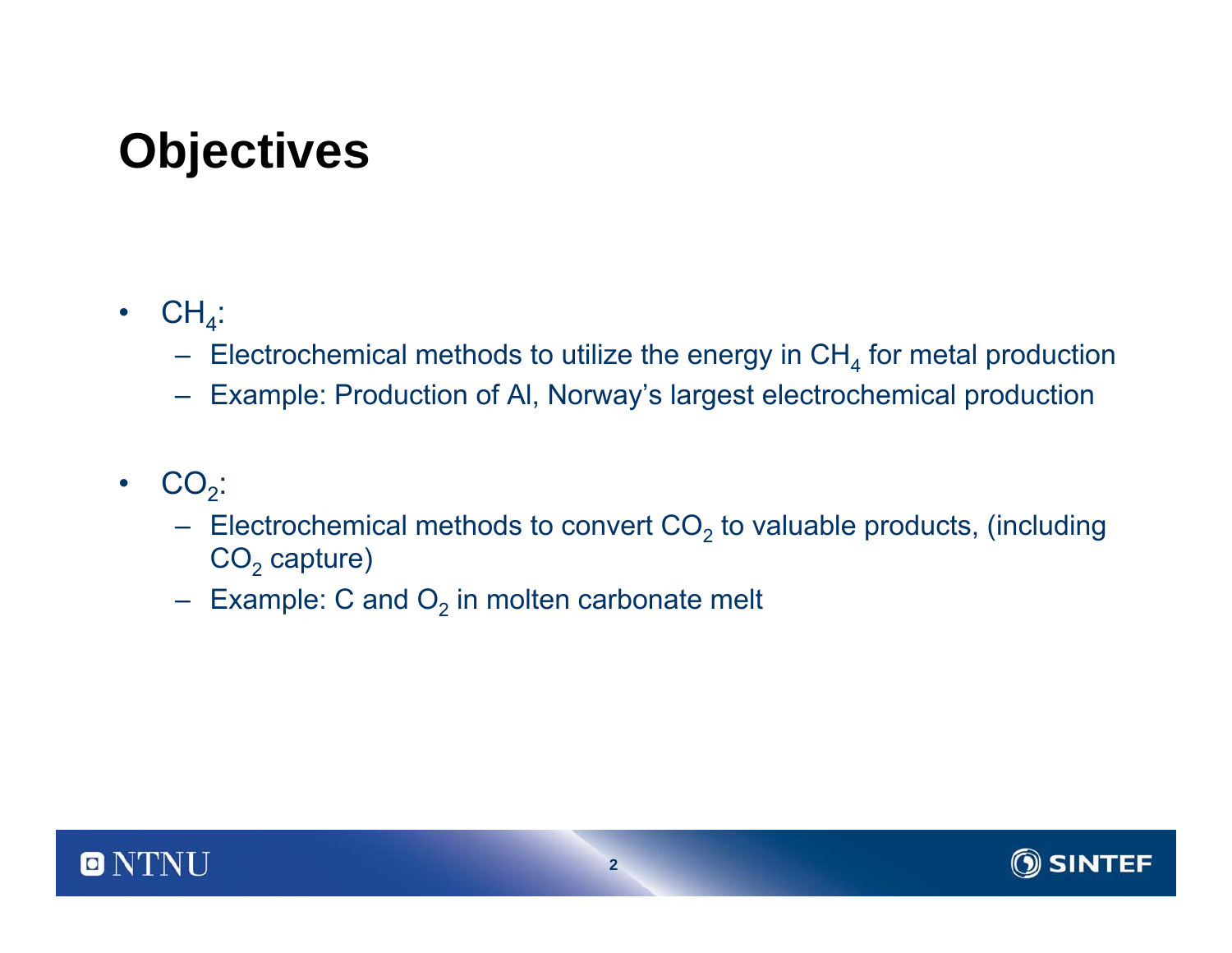# Objectives

- $CH_4$:
  - Electrochemical methods to utilize the energy in $CH_4$ for metal production
  - Example: Production of Al, Norway's largest electrochemical production
- $CO_2$:
  - Electrochemical methods to convert $CO_2$ to valuable products, (including $CO_2$ capture)
  - Example: C and $O_2$ in molten carbonate melt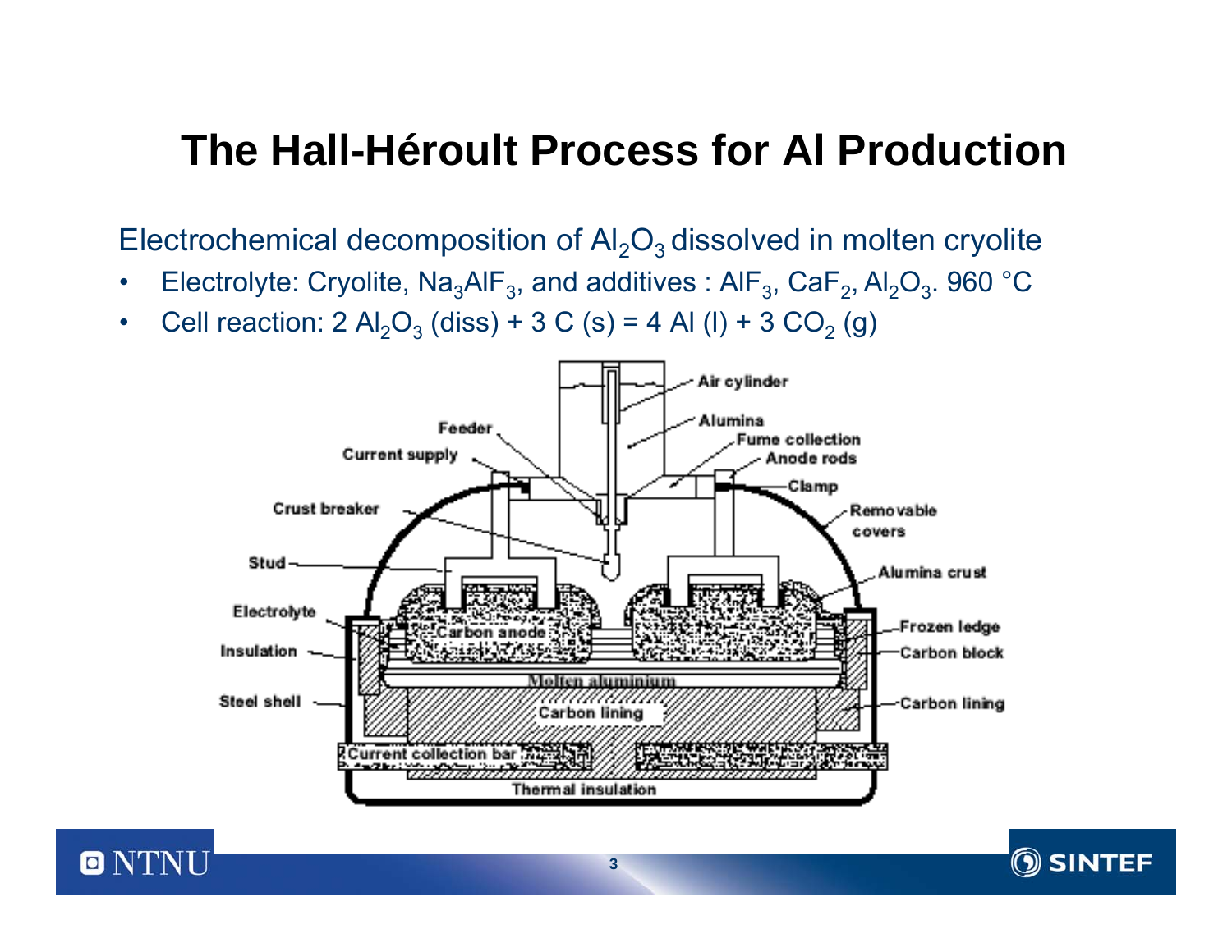# The Hall-Héroult Process for Al Production

Electrochemical decomposition of $Al_2O_3$ dissolved in molten cryolite

- Electrolyte: Cryolite, $Na_3AlF_3$, and additives : $AlF_3$, $CaF_2$, $Al_2O_3$. 960 °C
- Cell reaction: 2 $Al_2O_3$ (diss) + 3 C (s) = 4 Al (l) + 3 $CO_2$ (g)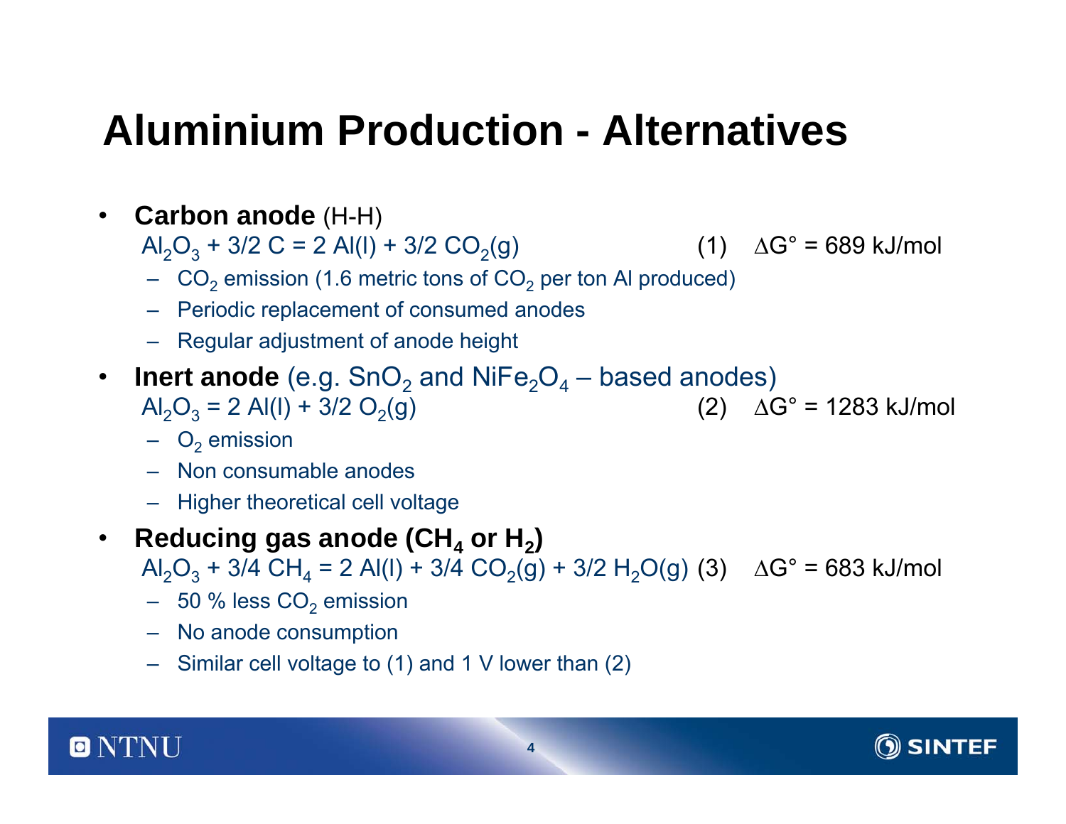# Aluminium Production - Alternatives

- **Carbon anode** (H-H)
  $Al_2O_3 + 3/2\ C = 2\ Al(l) + 3/2\ CO_2(g)$ (1) $\Delta G° = 689$ kJ/mol
  - $CO_2$ emission (1.6 metric tons of $CO_2$ per ton Al produced)
  - Periodic replacement of consumed anodes
  - Regular adjustment of anode height
- **Inert anode** (e.g. $SnO_2$ and $NiFe_2O_4$ – based anodes)
  $Al_2O_3 = 2\ Al(l) + 3/2\ O_2(g)$ (2) $\Delta G° = 1283$ kJ/mol
  - $O_2$ emission
  - Non consumable anodes
  - Higher theoretical cell voltage
- **Reducing gas anode ($CH_4$ or $H_2$)**
  $Al_2O_3 + 3/4\ CH_4 = 2\ Al(l) + 3/4\ CO_2(g) + 3/2\ H_2O(g)$ (3) $\Delta G° = 683$ kJ/mol
  - 50 % less $CO_2$ emission
  - No anode consumption
  - Similar cell voltage to (1) and 1 V lower than (2)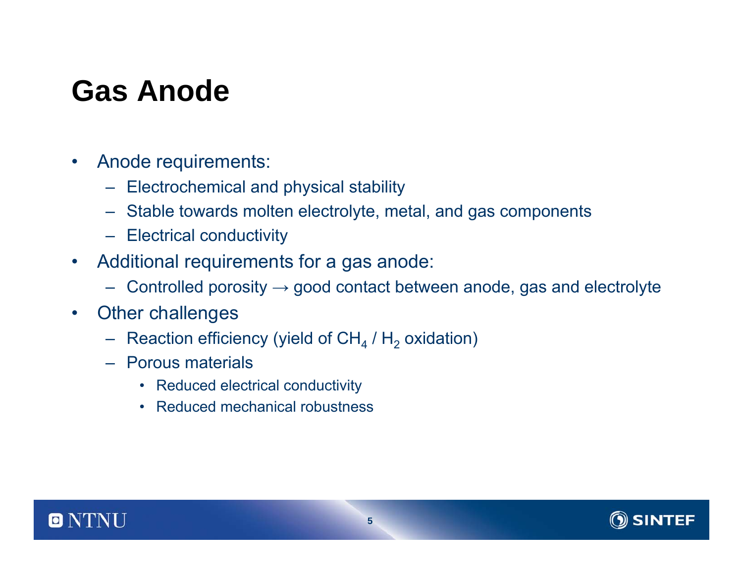# Gas Anode

- Anode requirements:
  - Electrochemical and physical stability
  - Stable towards molten electrolyte, metal, and gas components
  - Electrical conductivity
- Additional requirements for a gas anode:
  - Controlled porosity → good contact between anode, gas and electrolyte
- Other challenges
  - Reaction efficiency (yield of $CH_4$ / $H_2$ oxidation)
  - Porous materials
    - Reduced electrical conductivity
    - Reduced mechanical robustness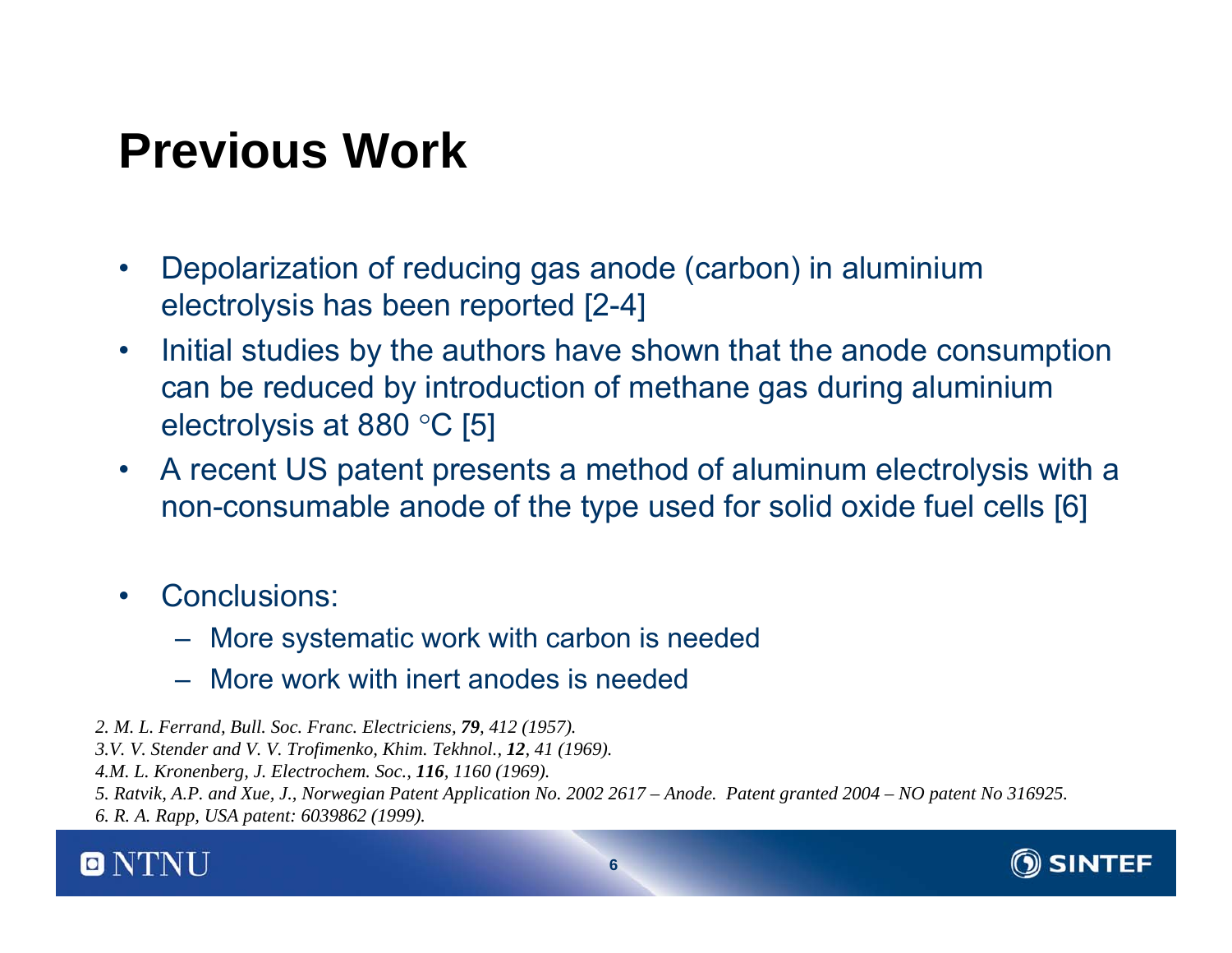# Previous Work

- Depolarization of reducing gas anode (carbon) in aluminium electrolysis has been reported [2-4]
- Initial studies by the authors have shown that the anode consumption can be reduced by introduction of methane gas during aluminium electrolysis at 880 °C [5]
- A recent US patent presents a method of aluminum electrolysis with a non-consumable anode of the type used for solid oxide fuel cells [6]

- Conclusions:
  - More systematic work with carbon is needed
  - More work with inert anodes is needed

*2. M. L. Ferrand, Bull. Soc. Franc. Electriciens, **79**, 412 (1957).*
*3.V. V. Stender and V. V. Trofimenko, Khim. Tekhnol., **12**, 41 (1969).*
*4.M. L. Kronenberg, J. Electrochem. Soc., **116**, 1160 (1969).*
*5. Ratvik, A.P. and Xue, J., Norwegian Patent Application No. 2002 2617 – Anode. Patent granted 2004 – NO patent No 316925.*
*6. R. A. Rapp, USA patent: 6039862 (1999).*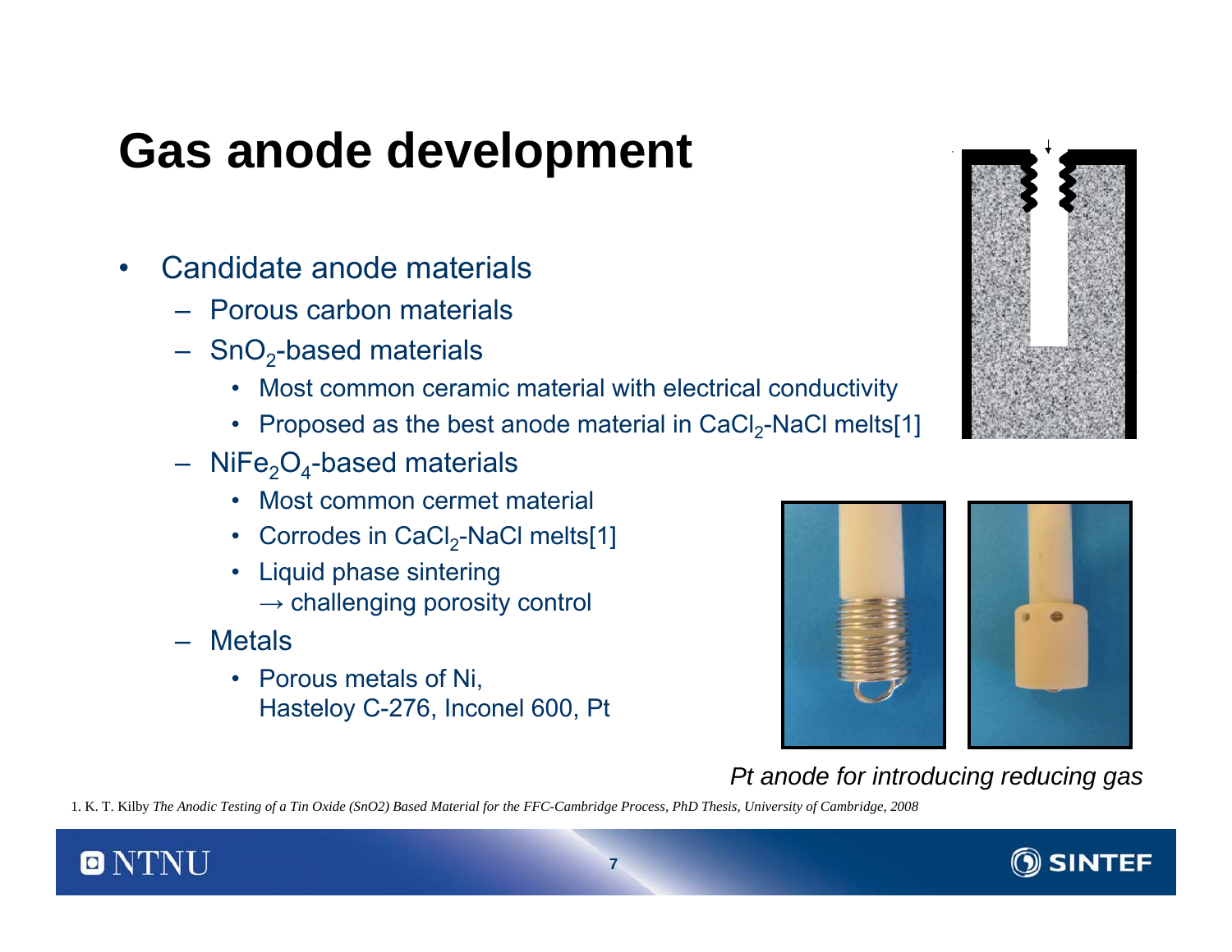# Gas anode development

- Candidate anode materials
  - Porous carbon materials
  - $SnO_2$-based materials
    - Most common ceramic material with electrical conductivity
    - Proposed as the best anode material in $CaCl_2$-NaCl melts[1]
  - $NiFe_2O_4$-based materials
    - Most common cermet material
    - Corrodes in $CaCl_2$-NaCl melts[1]
    - Liquid phase sintering
      → challenging porosity control
  - Metals
    - Porous metals of Ni, Hasteloy C-276, Inconel 600, Pt

*Pt anode for introducing reducing gas*

1. K. T. Kilby *The Anodic Testing of a Tin Oxide (SnO2) Based Material for the FFC-Cambridge Process, PhD Thesis, University of Cambridge, 2008*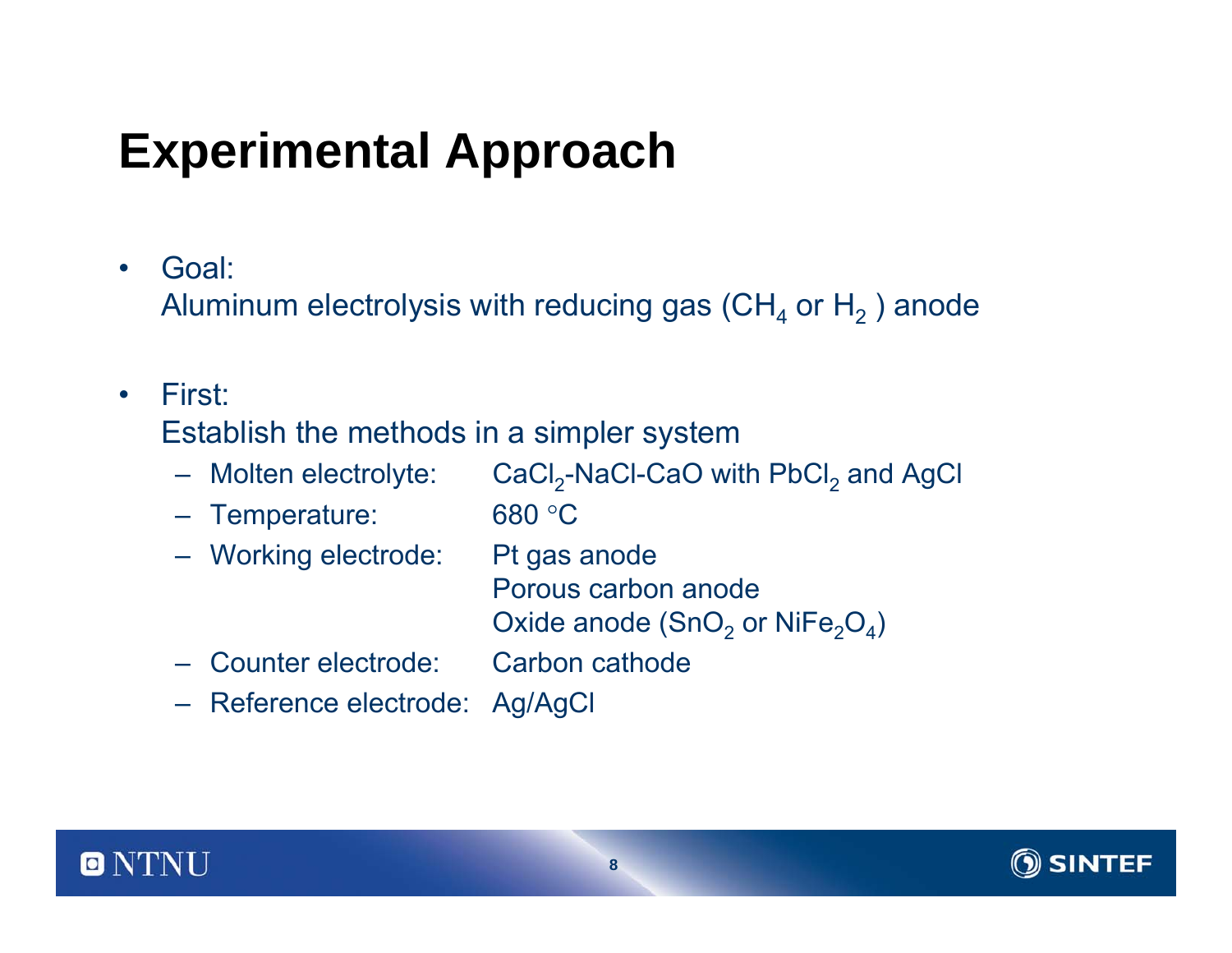# Experimental Approach

- Goal:
  Aluminum electrolysis with reducing gas ($CH_4$ or $H_2$ ) anode

- First:
  Establish the methods in a simpler system
  - Molten electrolyte: $CaCl_2$-NaCl-CaO with $PbCl_2$ and AgCl
  - Temperature: 680 °C
  - Working electrode: Pt gas anode
    Porous carbon anode
    Oxide anode ($SnO_2$ or $NiFe_2O_4$)
  - Counter electrode: Carbon cathode
  - Reference electrode: Ag/AgCl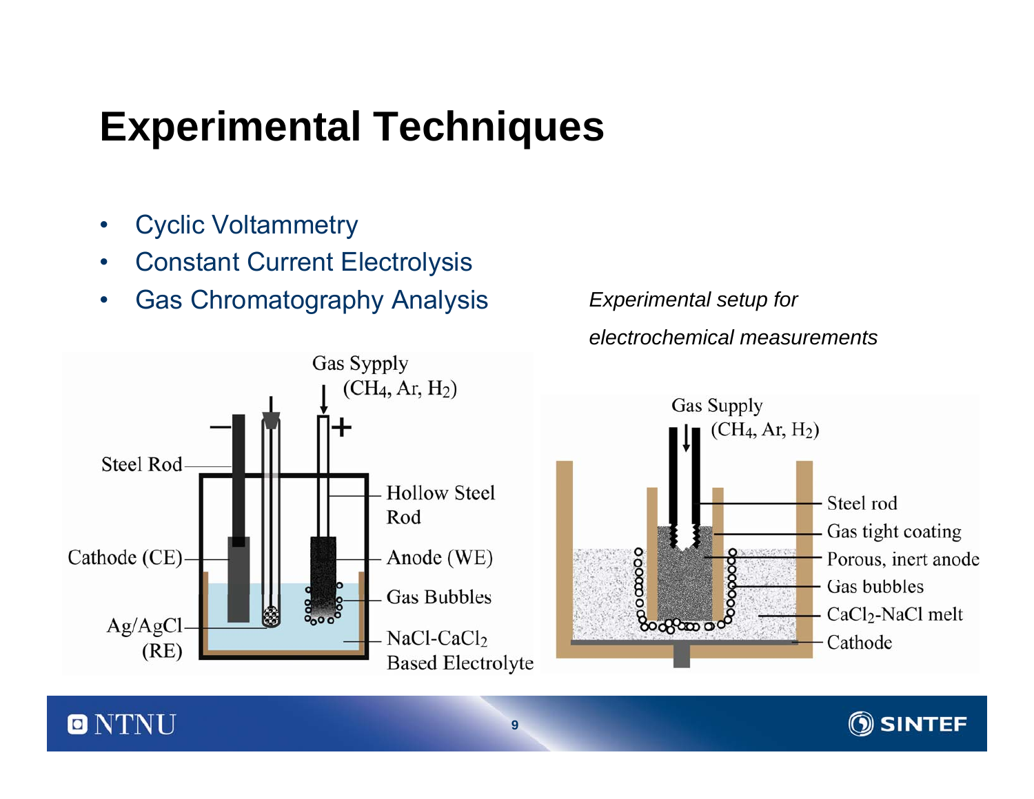# Experimental Techniques

- Cyclic Voltammetry
- Constant Current Electrolysis
- Gas Chromatography Analysis

*Experimental setup for electrochemical measurements*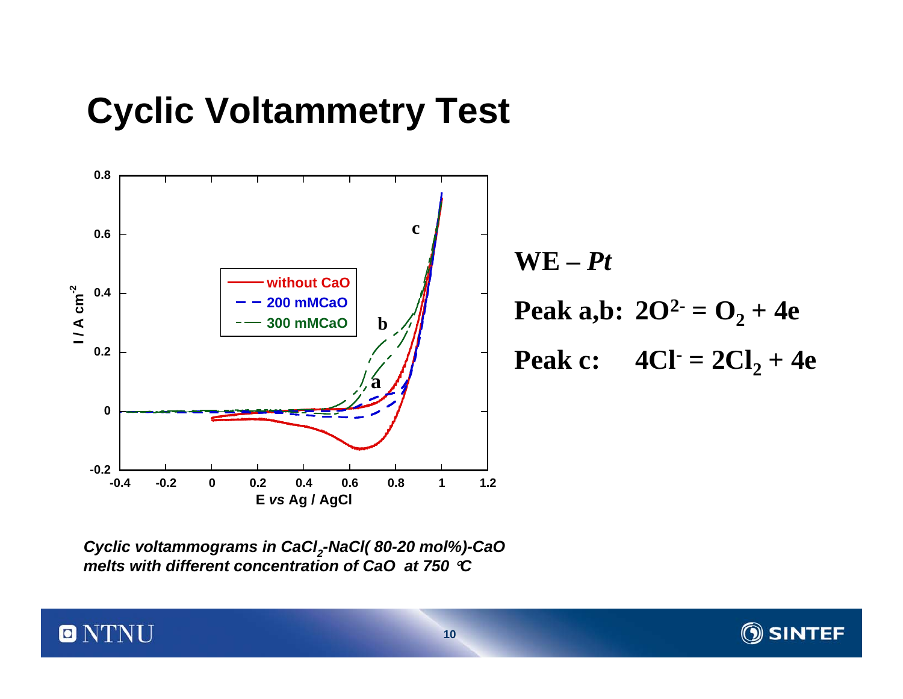# Cyclic Voltammetry Test

**WE – *Pt***

**Peak a,b:** $2O^{2-} = O_2 + 4e$

**Peak c:** $4Cl^- = 2Cl_2 + 4e$

*Cyclic voltammograms in $CaCl_2$-NaCl( 80-20 mol%)-CaO melts with different concentration of CaO at 750 ℃*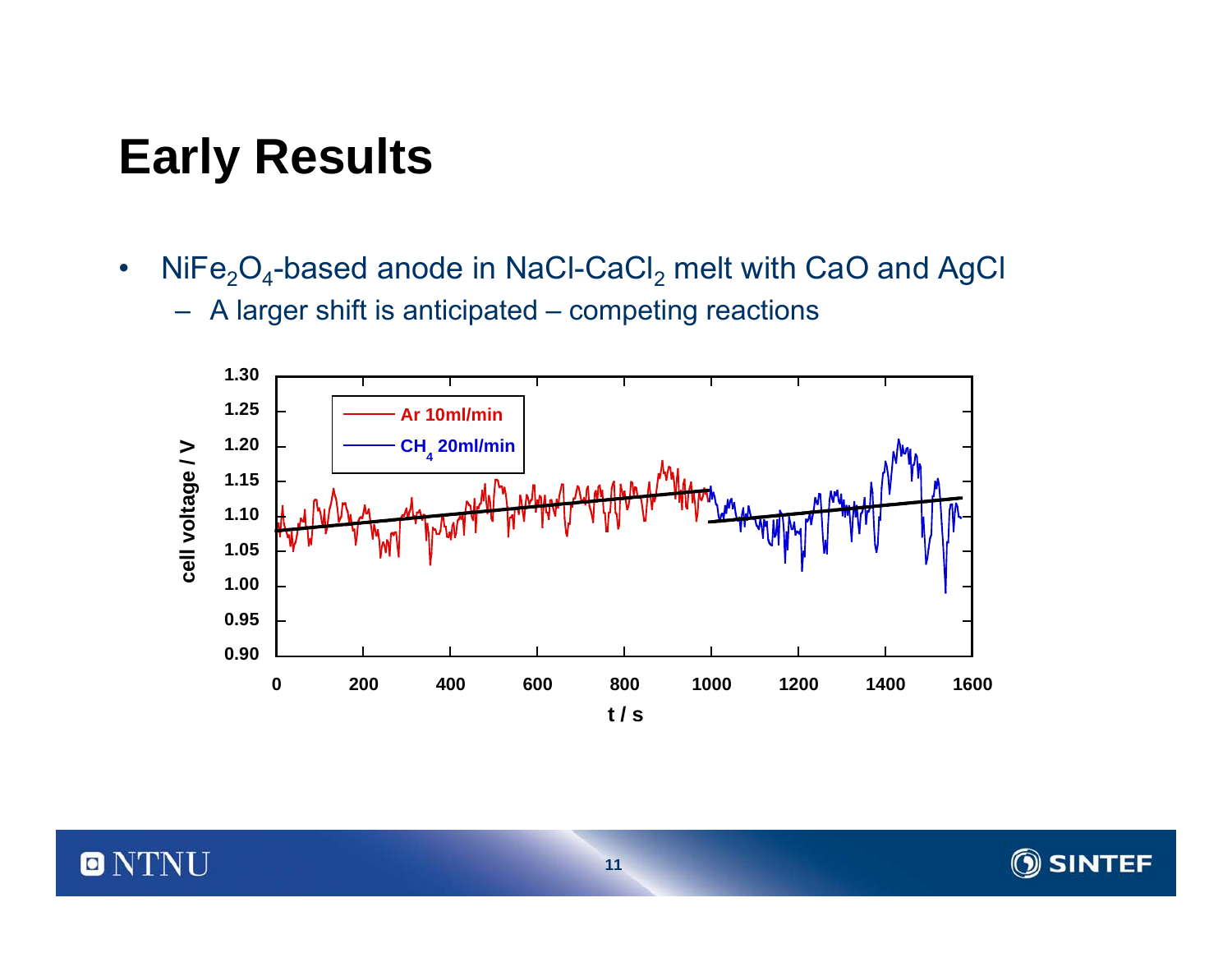# Early Results

- $NiFe_2O_4$-based anode in $NaCl$-$CaCl_2$ melt with $CaO$ and $AgCl$
  - A larger shift is anticipated – competing reactions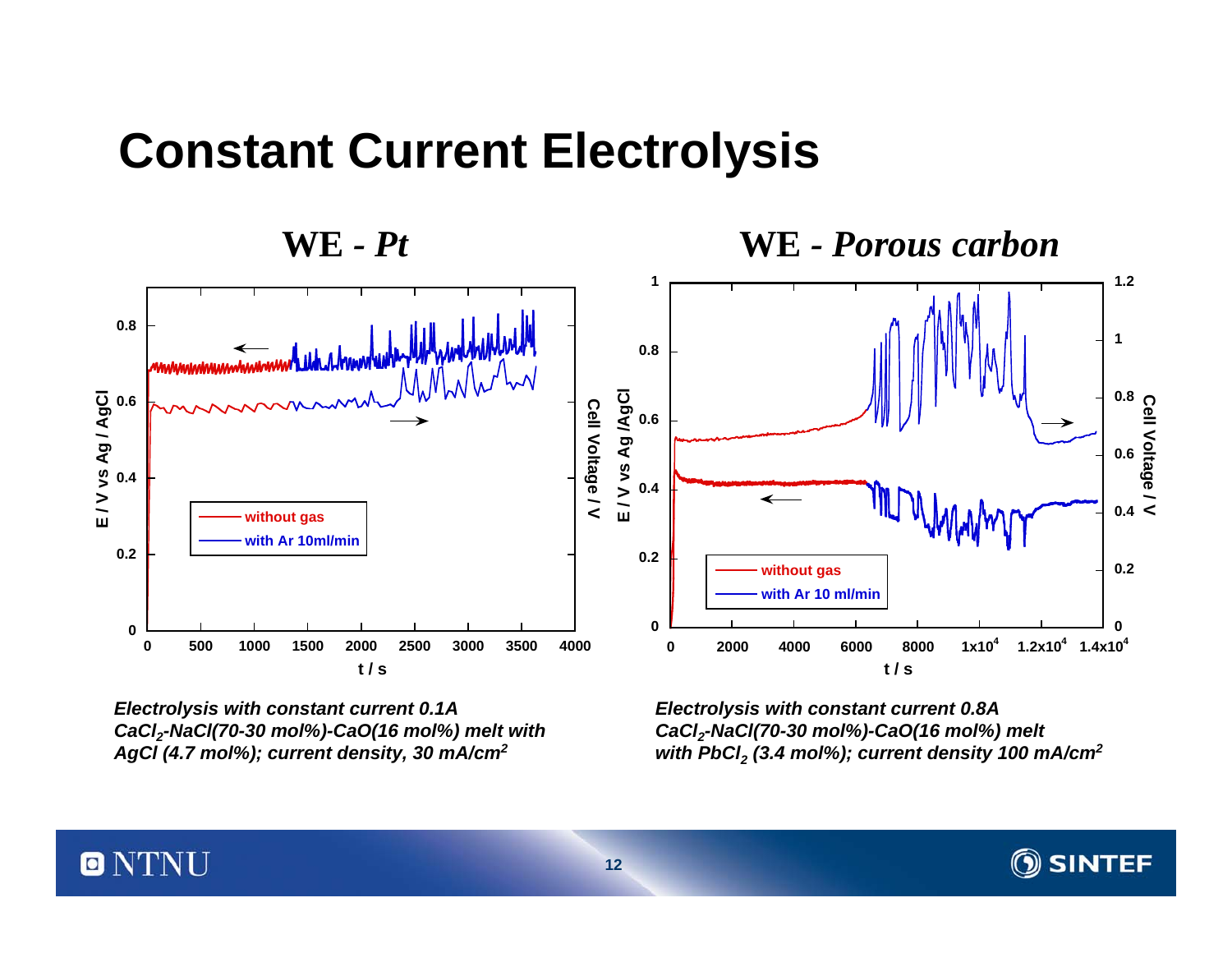# Constant Current Electrolysis

**WE - *Pt***

**WE - *Porous carbon***

*Electrolysis with constant current 0.1A $CaCl_2$-NaCl(70-30 mol%)-CaO(16 mol%) melt with AgCl (4.7 mol%); current density, 30 mA/cm$^2$*

*Electrolysis with constant current 0.8A $CaCl_2$-NaCl(70-30 mol%)-CaO(16 mol%) melt with $PbCl_2$ (3.4 mol%); current density 100 mA/cm$^2$*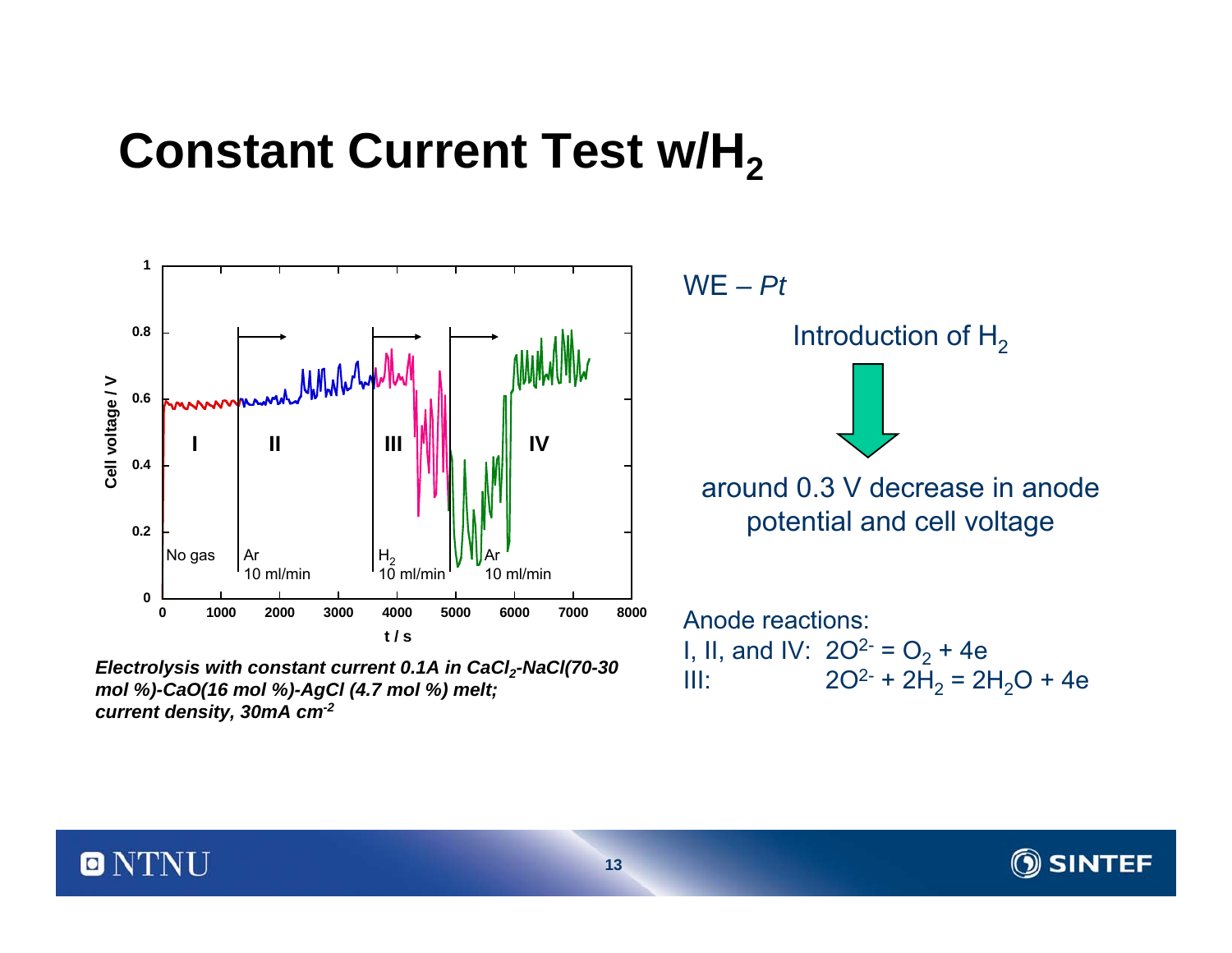# Constant Current Test w/$H_2$

*Electrolysis with constant current 0.1A in $CaCl_2$-NaCl(70-30 mol %)-CaO(16 mol %)-AgCl (4.7 mol %) melt; current density, 30mA $cm^{-2}$*

WE – *Pt*

Introduction of $H_2$

around 0.3 V decrease in anode potential and cell voltage

Anode reactions:

I, II, and IV: $2O^{2-} = O_2 + 4e$

III: $2O^{2-} + 2H_2 = 2H_2O + 4e$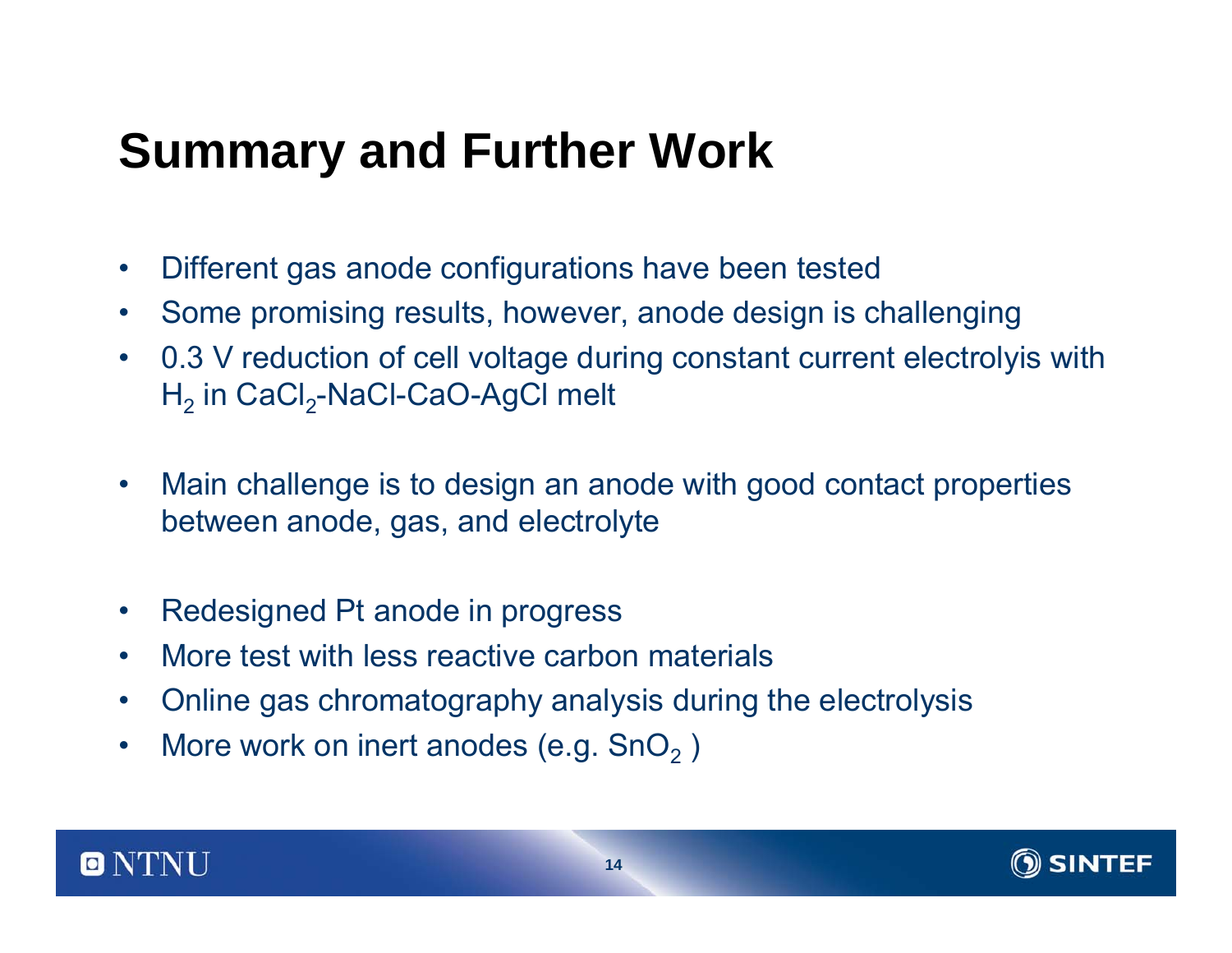# Summary and Further Work

- Different gas anode configurations have been tested
- Some promising results, however, anode design is challenging
- 0.3 V reduction of cell voltage during constant current electrolyis with $H_2$ in $CaCl_2$-NaCl-CaO-AgCl melt

- Main challenge is to design an anode with good contact properties between anode, gas, and electrolyte

- Redesigned Pt anode in progress
- More test with less reactive carbon materials
- Online gas chromatography analysis during the electrolysis
- More work on inert anodes (e.g. $SnO_2$ )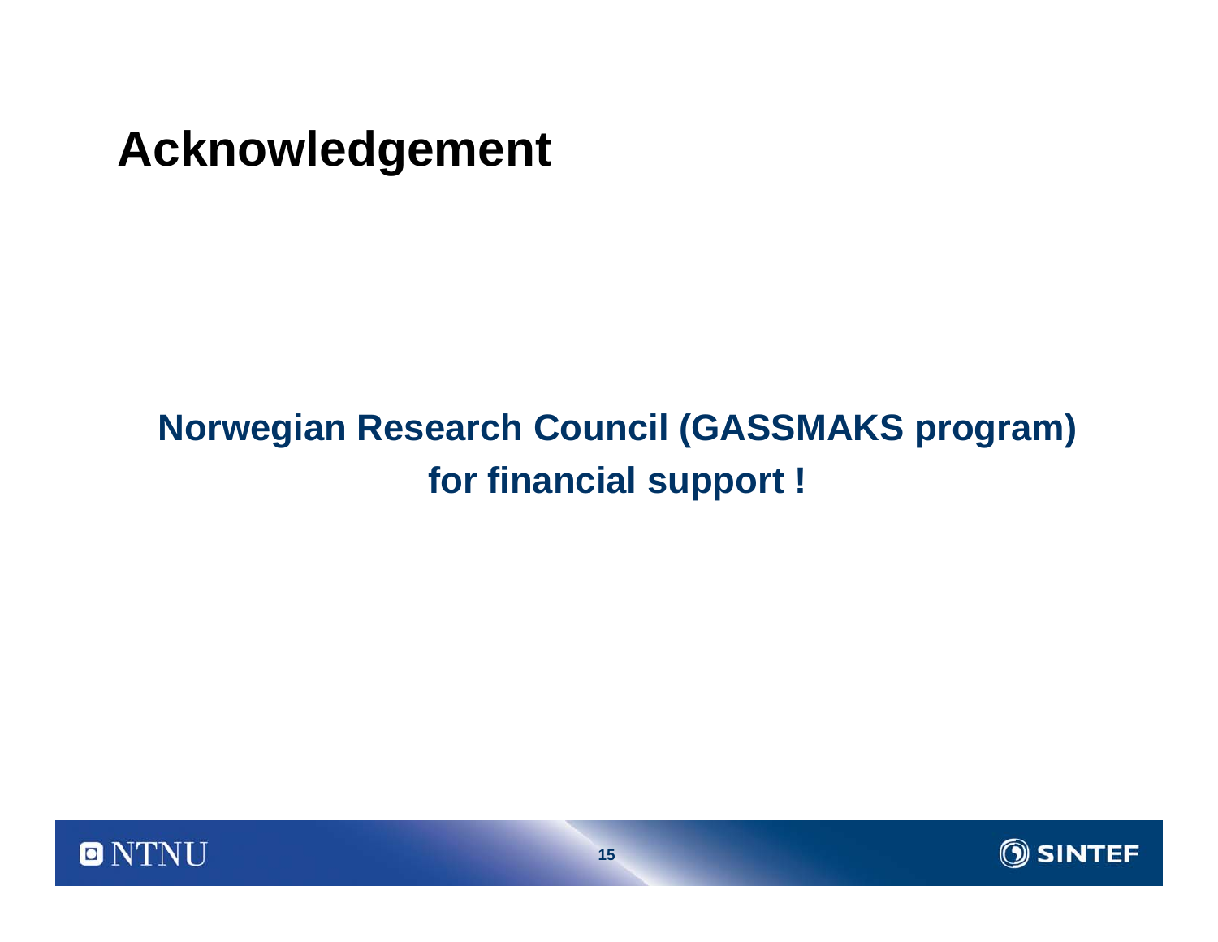# Acknowledgement

**Norwegian Research Council (GASSMAKS program) for financial support !**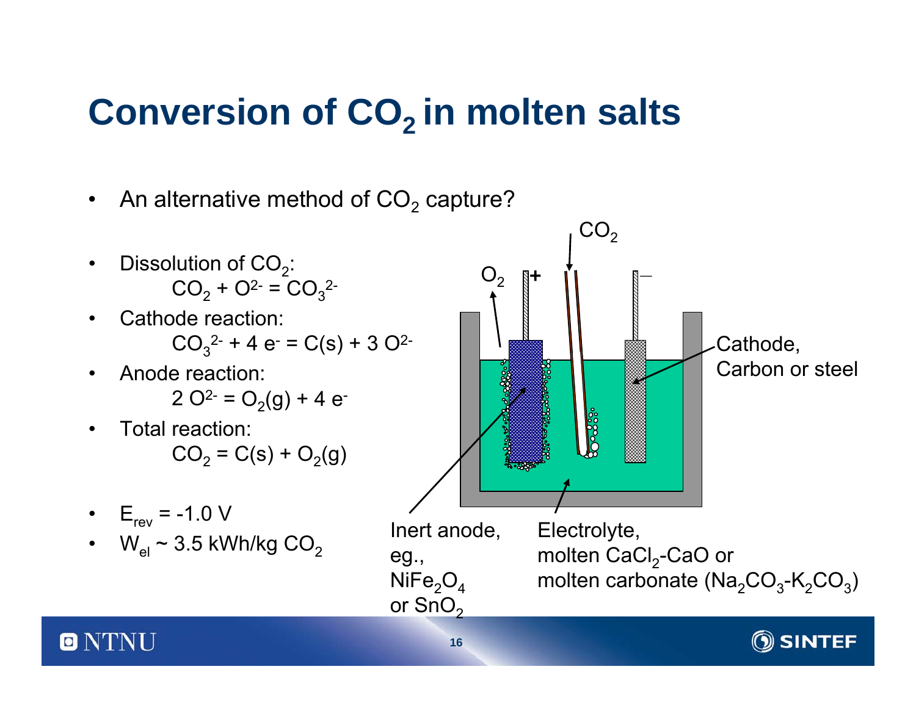# Conversion of $CO_2$ in molten salts

- An alternative method of $CO_2$ capture?
- Dissolution of $CO_2$:
  $CO_2 + O^{2-} = CO_3^{2-}$
- Cathode reaction:
  $CO_3^{2-} + 4\ e^- = C(s) + 3\ O^{2-}$
- Anode reaction:
  $2\ O^{2-} = O_2(g) + 4\ e^-$
- Total reaction:
  $CO_2 = C(s) + O_2(g)$
- $E_{rev} = -1.0$ V
- $W_{el} \sim 3.5$ kWh/kg $CO_2$

$CO_2$

$O_2$ +

—

Cathode, Carbon or steel

Inert anode, eg., $NiFe_2O_4$ or $SnO_2$

Electrolyte, molten $CaCl_2$-$CaO$ or molten carbonate ($Na_2CO_3$-$K_2CO_3$)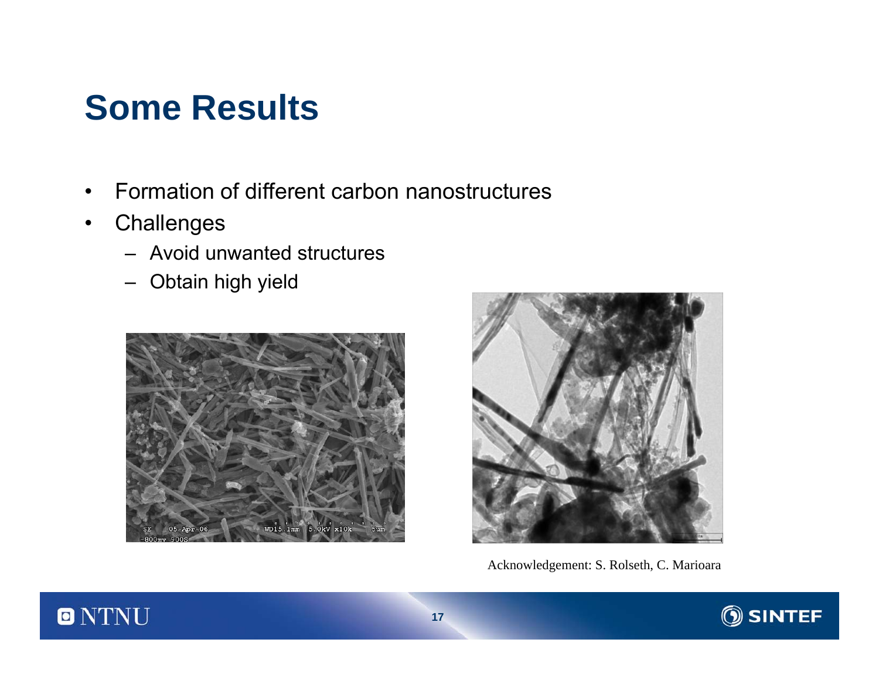# Some Results

- Formation of different carbon nanostructures
- Challenges
  - Avoid unwanted structures
  - Obtain high yield

Acknowledgement: S. Rolseth, C. Marioara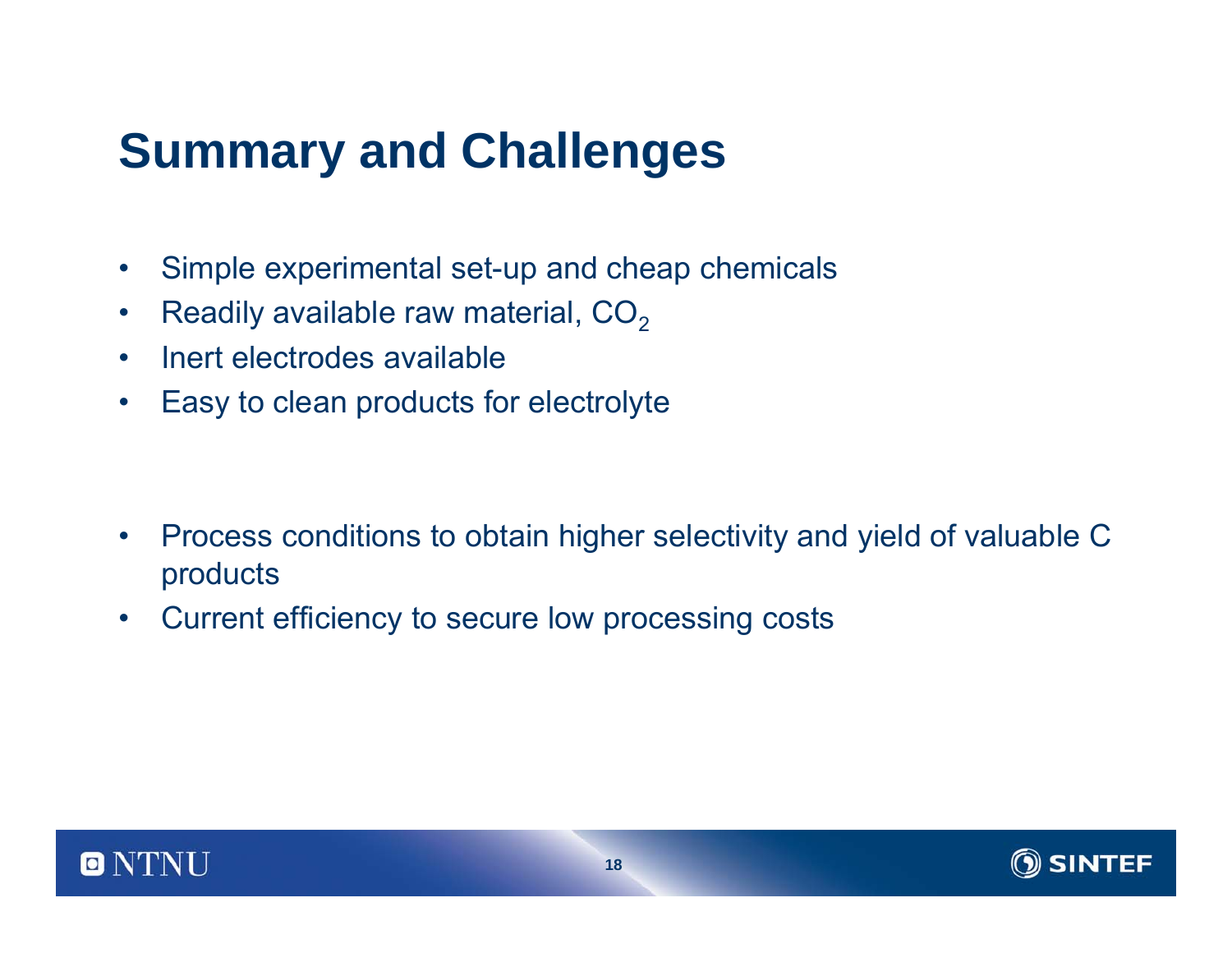# Summary and Challenges

- Simple experimental set-up and cheap chemicals
- Readily available raw material, $CO_2$
- Inert electrodes available
- Easy to clean products for electrolyte

- Process conditions to obtain higher selectivity and yield of valuable C products
- Current efficiency to secure low processing costs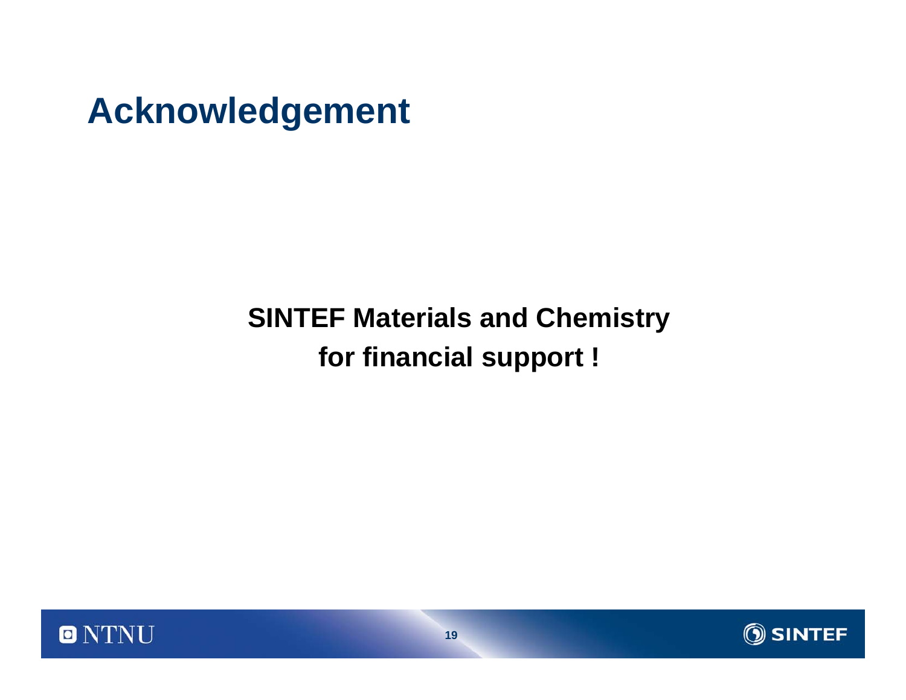# Acknowledgement

**SINTEF Materials and Chemistry**
**for financial support !**